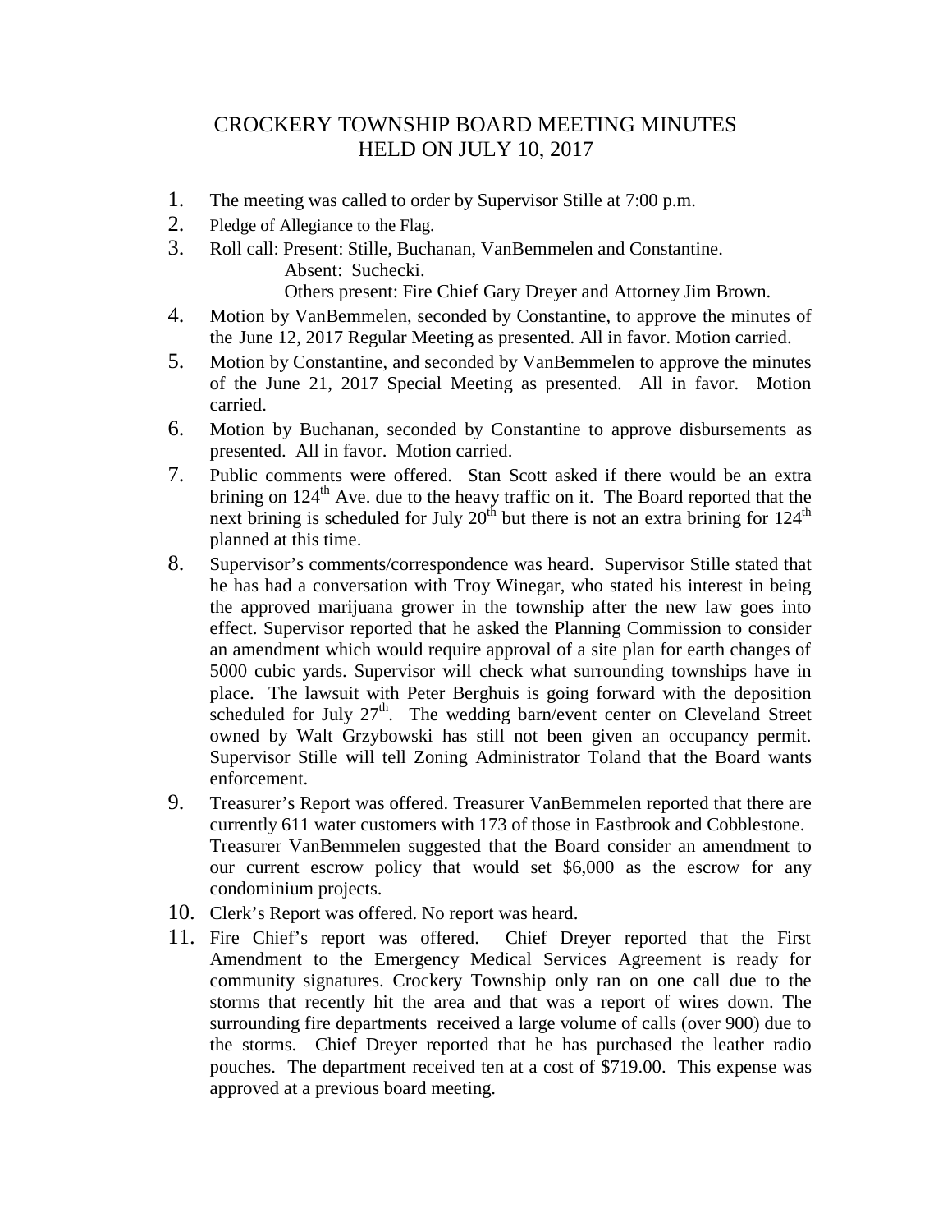# CROCKERY TOWNSHIP BOARD MEETING MINUTES
# HELD ON JULY 10, 2017

1. The meeting was called to order by Supervisor Stille at 7:00 p.m.
2. Pledge of Allegiance to the Flag.
3. Roll call: Present: Stille, Buchanan, VanBemmelen and Constantine.
   Absent: Suchecki.
   Others present: Fire Chief Gary Dreyer and Attorney Jim Brown.
4. Motion by VanBemmelen, seconded by Constantine, to approve the minutes of the June 12, 2017 Regular Meeting as presented. All in favor. Motion carried.
5. Motion by Constantine, and seconded by VanBemmelen to approve the minutes of the June 21, 2017 Special Meeting as presented. All in favor. Motion carried.
6. Motion by Buchanan, seconded by Constantine to approve disbursements as presented. All in favor. Motion carried.
7. Public comments were offered. Stan Scott asked if there would be an extra brining on 124th Ave. due to the heavy traffic on it. The Board reported that the next brining is scheduled for July 20th but there is not an extra brining for 124th planned at this time.
8. Supervisor's comments/correspondence was heard. Supervisor Stille stated that he has had a conversation with Troy Winegar, who stated his interest in being the approved marijuana grower in the township after the new law goes into effect. Supervisor reported that he asked the Planning Commission to consider an amendment which would require approval of a site plan for earth changes of 5000 cubic yards. Supervisor will check what surrounding townships have in place. The lawsuit with Peter Berghuis is going forward with the deposition scheduled for July 27th. The wedding barn/event center on Cleveland Street owned by Walt Grzybowski has still not been given an occupancy permit. Supervisor Stille will tell Zoning Administrator Toland that the Board wants enforcement.
9. Treasurer's Report was offered. Treasurer VanBemmelen reported that there are currently 611 water customers with 173 of those in Eastbrook and Cobblestone. Treasurer VanBemmelen suggested that the Board consider an amendment to our current escrow policy that would set $6,000 as the escrow for any condominium projects.
10. Clerk's Report was offered. No report was heard.
11. Fire Chief's report was offered. Chief Dreyer reported that the First Amendment to the Emergency Medical Services Agreement is ready for community signatures. Crockery Township only ran on one call due to the storms that recently hit the area and that was a report of wires down. The surrounding fire departments received a large volume of calls (over 900) due to the storms. Chief Dreyer reported that he has purchased the leather radio pouches. The department received ten at a cost of $719.00. This expense was approved at a previous board meeting.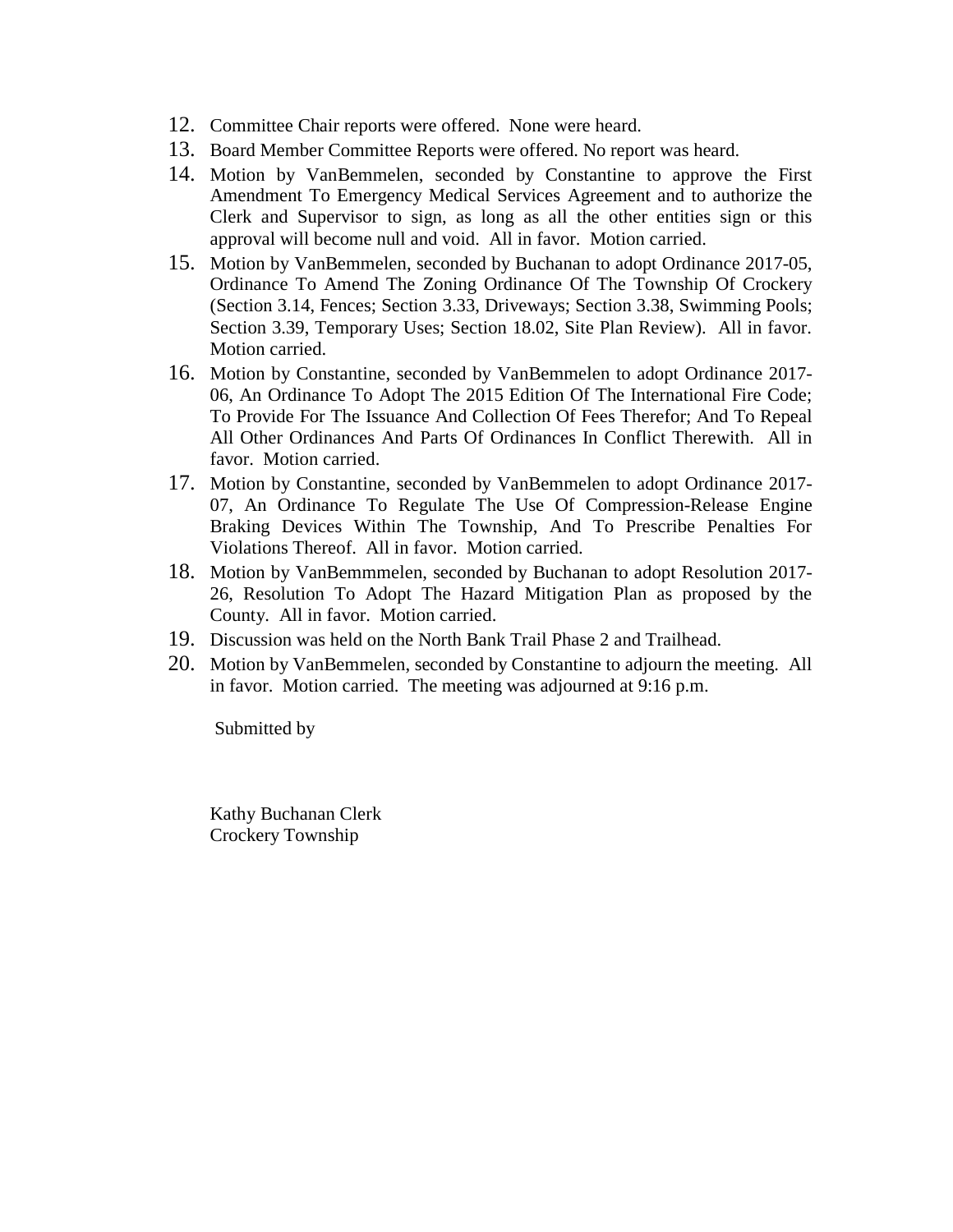12. Committee Chair reports were offered. None were heard.
13. Board Member Committee Reports were offered. No report was heard.
14. Motion by VanBemmelen, seconded by Constantine to approve the First Amendment To Emergency Medical Services Agreement and to authorize the Clerk and Supervisor to sign, as long as all the other entities sign or this approval will become null and void. All in favor. Motion carried.
15. Motion by VanBemmelen, seconded by Buchanan to adopt Ordinance 2017-05, Ordinance To Amend The Zoning Ordinance Of The Township Of Crockery (Section 3.14, Fences; Section 3.33, Driveways; Section 3.38, Swimming Pools; Section 3.39, Temporary Uses; Section 18.02, Site Plan Review). All in favor. Motion carried.
16. Motion by Constantine, seconded by VanBemmelen to adopt Ordinance 2017-06, An Ordinance To Adopt The 2015 Edition Of The International Fire Code; To Provide For The Issuance And Collection Of Fees Therefor; And To Repeal All Other Ordinances And Parts Of Ordinances In Conflict Therewith. All in favor. Motion carried.
17. Motion by Constantine, seconded by VanBemmelen to adopt Ordinance 2017-07, An Ordinance To Regulate The Use Of Compression-Release Engine Braking Devices Within The Township, And To Prescribe Penalties For Violations Thereof. All in favor. Motion carried.
18. Motion by VanBemmmelen, seconded by Buchanan to adopt Resolution 2017-26, Resolution To Adopt The Hazard Mitigation Plan as proposed by the County. All in favor. Motion carried.
19. Discussion was held on the North Bank Trail Phase 2 and Trailhead.
20. Motion by VanBemmelen, seconded by Constantine to adjourn the meeting. All in favor. Motion carried. The meeting was adjourned at 9:16 p.m.

Submitted by

Kathy Buchanan Clerk
Crockery Township